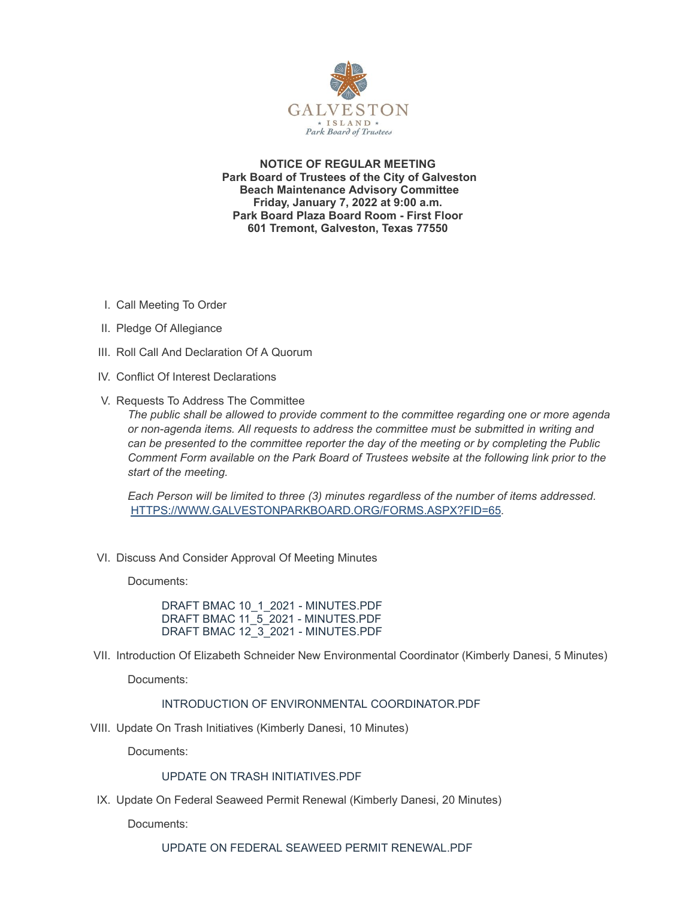GALVESTON
* ISLAND *
Park Board of Trustees

**NOTICE OF REGULAR MEETING**
**Park Board of Trustees of the City of Galveston**
**Beach Maintenance Advisory Committee**
**Friday, January 7, 2022 at 9:00 a.m.**
**Park Board Plaza Board Room - First Floor**
**601 Tremont, Galveston, Texas 77550**

I. Call Meeting To Order

II. Pledge Of Allegiance

III. Roll Call And Declaration Of A Quorum

IV. Conflict Of Interest Declarations

V. Requests To Address The Committee

*The public shall be allowed to provide comment to the committee regarding one or more agenda or non-agenda items. All requests to address the committee must be submitted in writing and can be presented to the committee reporter the day of the meeting or by completing the Public Comment Form available on the Park Board of Trustees website at the following link prior to the start of the meeting.*

*Each Person will be limited to three (3) minutes regardless of the number of items addressed.* HTTPS://WWW.GALVESTONPARKBOARD.ORG/FORMS.ASPX?FID=65.

VI. Discuss And Consider Approval Of Meeting Minutes

Documents:

DRAFT BMAC 10_1_2021 - MINUTES.PDF
DRAFT BMAC 11_5_2021 - MINUTES.PDF
DRAFT BMAC 12_3_2021 - MINUTES.PDF

VII. Introduction Of Elizabeth Schneider New Environmental Coordinator (Kimberly Danesi, 5 Minutes)

Documents:

INTRODUCTION OF ENVIRONMENTAL COORDINATOR.PDF

VIII. Update On Trash Initiatives (Kimberly Danesi, 10 Minutes)

Documents:

UPDATE ON TRASH INITIATIVES.PDF

IX. Update On Federal Seaweed Permit Renewal (Kimberly Danesi, 20 Minutes)

Documents:

UPDATE ON FEDERAL SEAWEED PERMIT RENEWAL.PDF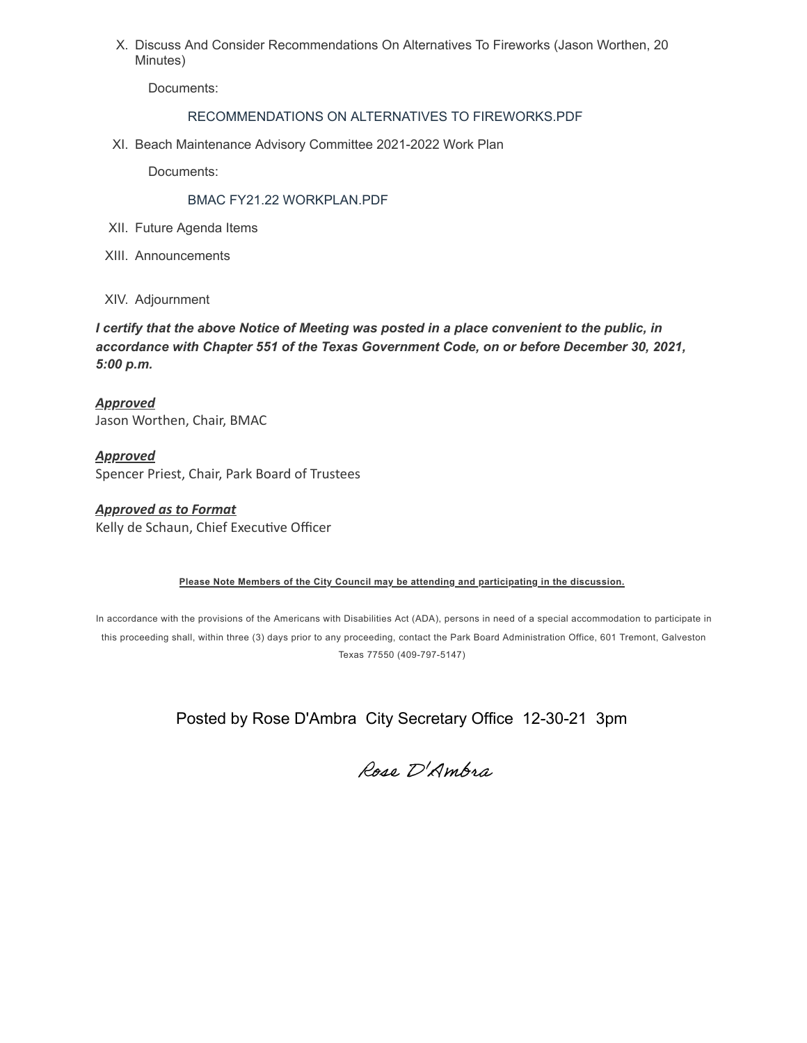X. Discuss And Consider Recommendations On Alternatives To Fireworks (Jason Worthen, 20 Minutes)

   Documents:

   RECOMMENDATIONS ON ALTERNATIVES TO FIREWORKS.PDF

XI. Beach Maintenance Advisory Committee 2021-2022 Work Plan

   Documents:

   BMAC FY21.22 WORKPLAN.PDF

XII. Future Agenda Items

XIII. Announcements

XIV. Adjournment

***I certify that the above Notice of Meeting was posted in a place convenient to the public, in accordance with Chapter 551 of the Texas Government Code, on or before December 30, 2021, 5:00 p.m.***

***Approved***
Jason Worthen, Chair, BMAC

***Approved***
Spencer Priest, Chair, Park Board of Trustees

***Approved as to Format***
Kelly de Schaun, Chief Executive Officer

**Please Note Members of the City Council may be attending and participating in the discussion.**

In accordance with the provisions of the Americans with Disabilities Act (ADA), persons in need of a special accommodation to participate in this proceeding shall, within three (3) days prior to any proceeding, contact the Park Board Administration Office, 601 Tremont, Galveston Texas 77550 (409-797-5147)

Posted by Rose D'Ambra City Secretary Office 12-30-21 3pm

*Rose D'Ambra*